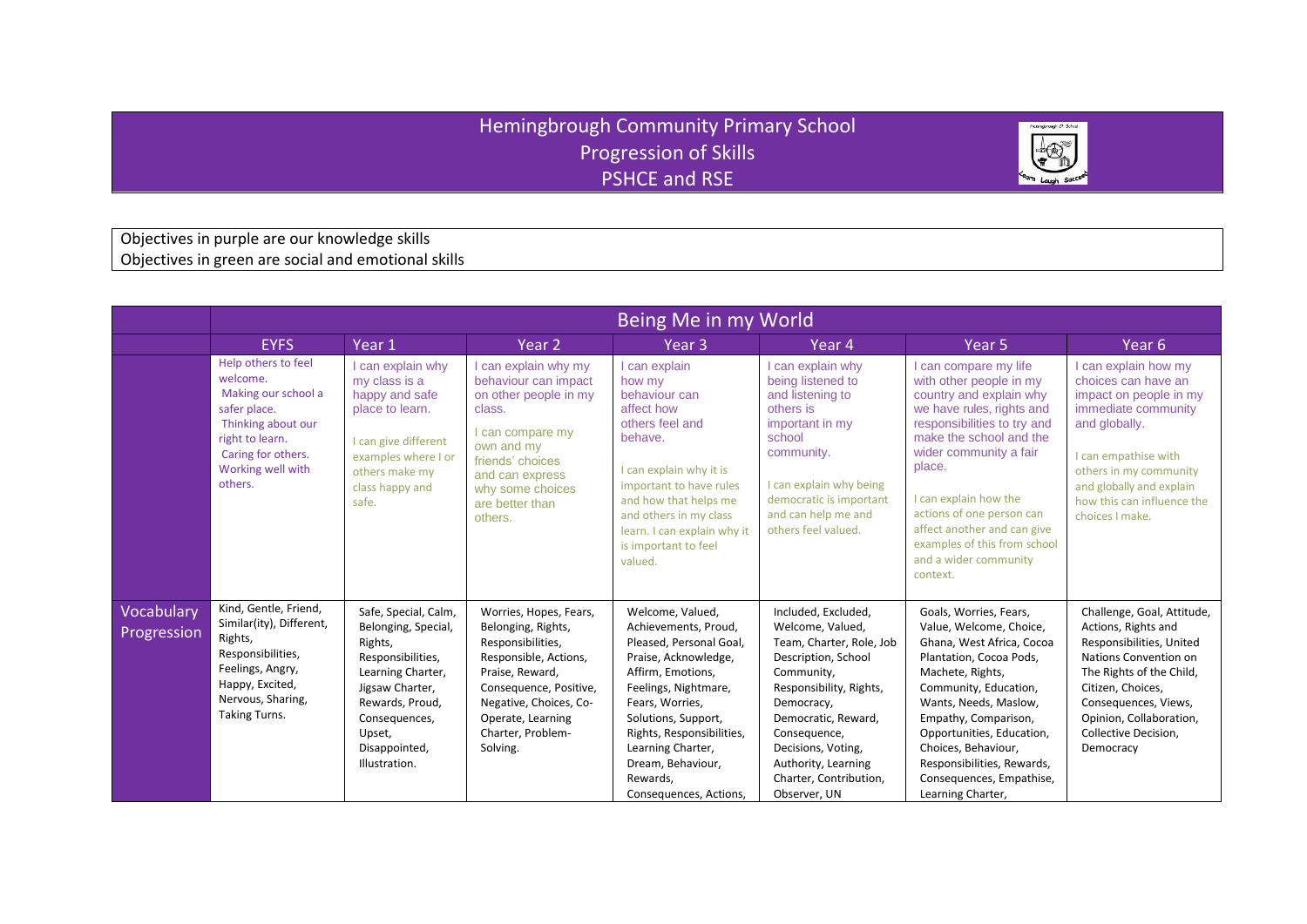# Hemingbrough Community Primary School
## Progression of Skills
## PSHCE and RSE

Objectives in purple are our knowledge skills
Objectives in green are social and emotional skills

| | Being Me in my World | | | | | | |
|---|---|---|---|---|---|---|---|
| | EYFS | Year 1 | Year 2 | Year 3 | Year 4 | Year 5 | Year 6 |
| | Help others to feel welcome. Making our school a safer place. Thinking about our right to learn. Caring for others. Working well with others. | I can explain why my class is a happy and safe place to learn. I can give different examples where I or others make my class happy and safe. | I can explain why my behaviour can impact on other people in my class. I can compare my own and my friends' choices and can express why some choices are better than others. | I can explain how my behaviour can affect how others feel and behave. I can explain why it is important to have rules and how that helps me and others in my class learn. I can explain why it is important to feel valued. | I can explain why being listened to and listening to others is important in my school community. I can explain why being democratic is important and can help me and others feel valued. | I can compare my life with other people in my country and explain why we have rules, rights and responsibilities to try and make the school and the wider community a fair place. I can explain how the actions of one person can affect another and can give examples of this from school and a wider community context. | I can explain how my choices can have an impact on people in my immediate community and globally. I can empathise with others in my community and globally and explain how this can influence the choices I make. |
| Vocabulary Progression | Kind, Gentle, Friend, Similar(ity), Different, Rights, Responsibilities, Feelings, Angry, Happy, Excited, Nervous, Sharing, Taking Turns. | Safe, Special, Calm, Belonging, Special, Rights, Responsibilities, Learning Charter, Jigsaw Charter, Rewards, Proud, Consequences, Upset, Disappointed, Illustration. | Worries, Hopes, Fears, Belonging, Rights, Responsibilities, Responsible, Actions, Praise, Reward, Consequence, Positive, Negative, Choices, Co-Operate, Learning Charter, Problem-Solving. | Welcome, Valued, Achievements, Proud, Pleased, Personal Goal, Praise, Acknowledge, Affirm, Emotions, Feelings, Nightmare, Fears, Worries, Solutions, Support, Rights, Responsibilities, Learning Charter, Dream, Behaviour, Rewards, Consequences, Actions, | Included, Excluded, Welcome, Valued, Team, Charter, Role, Job Description, School Community, Responsibility, Rights, Democracy, Democratic, Reward, Consequence, Decisions, Voting, Authority, Learning Charter, Contribution, Observer, UN | Goals, Worries, Fears, Value, Welcome, Choice, Ghana, West Africa, Cocoa Plantation, Cocoa Pods, Machete, Rights, Community, Education, Wants, Needs, Maslow, Empathy, Comparison, Opportunities, Education, Choices, Behaviour, Responsibilities, Rewards, Consequences, Empathise, Learning Charter, | Challenge, Goal, Attitude, Actions, Rights and Responsibilities, United Nations Convention on The Rights of the Child, Citizen, Choices, Consequences, Views, Opinion, Collaboration, Collective Decision, Democracy |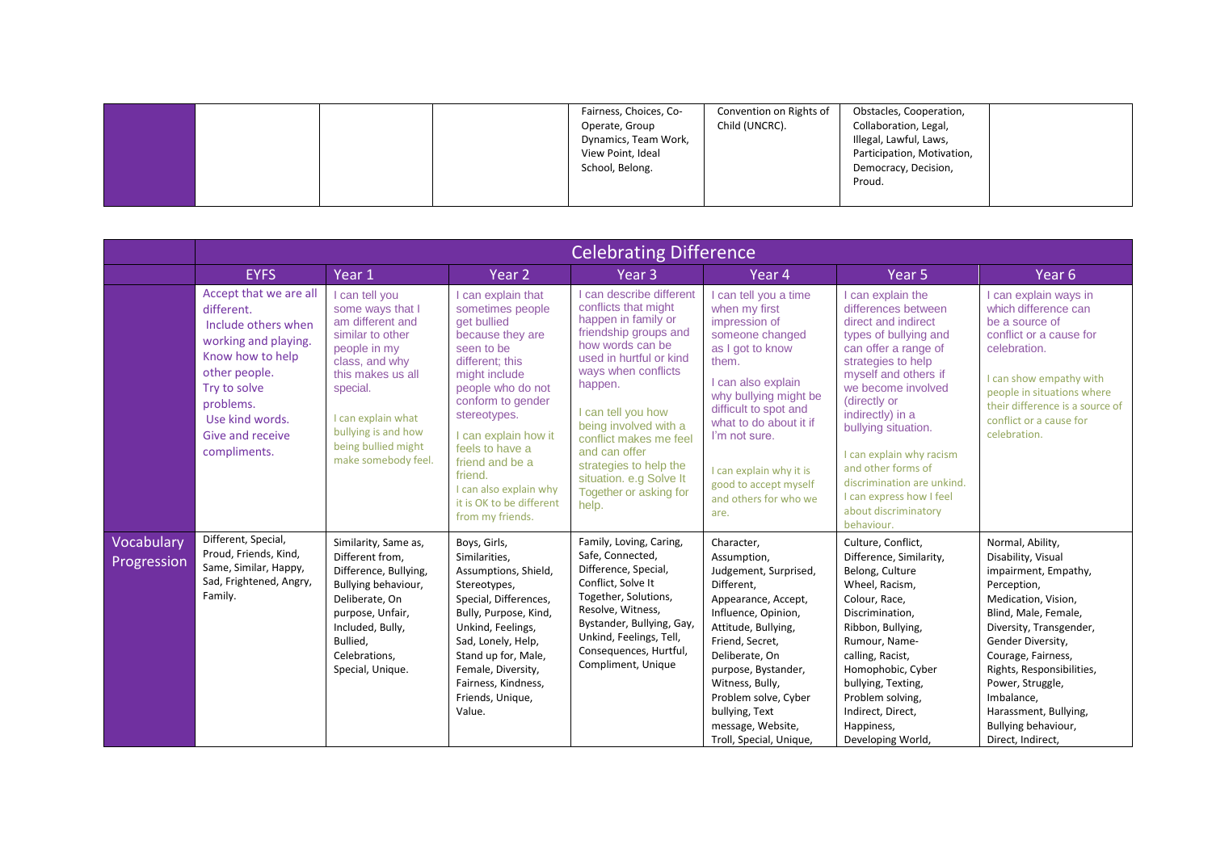| | | | | | | | |
|---|---|---|---|---|---|---|---|
| | | | | Fairness, Choices, Co-Operate, Group Dynamics, Team Work, View Point, Ideal School, Belong. | Convention on Rights of Child (UNCRC). | Obstacles, Cooperation, Collaboration, Legal, Illegal, Lawful, Laws, Participation, Motivation, Democracy, Decision, Proud. | |

| | Celebrating Difference | | | | | | |
|---|---|---|---|---|---|---|---|
| | EYFS | Year 1 | Year 2 | Year 3 | Year 4 | Year 5 | Year 6 |
| | Accept that we are all different. Include others when working and playing. Know how to help other people. Try to solve problems. Use kind words. Give and receive compliments. | I can tell you some ways that I am different and similar to other people in my class, and why this makes us all special. I can explain what bullying is and how being bullied might make somebody feel. | I can explain that sometimes people get bullied because they are seen to be different; this might include people who do not conform to gender stereotypes. I can explain how it feels to have a friend and be a friend. I can also explain why it is OK to be different from my friends. | I can describe different conflicts that might happen in family or friendship groups and how words can be used in hurtful or kind ways when conflicts happen. I can tell you how being involved with a conflict makes me feel and can offer strategies to help the situation. e.g Solve It Together or asking for help. | I can tell you a time when my first impression of someone changed as I got to know them. I can also explain why bullying might be difficult to spot and what to do about it if I'm not sure. I can explain why it is good to accept myself and others for who we are. | I can explain the differences between direct and indirect types of bullying and can offer a range of strategies to help myself and others if we become involved (directly or indirectly) in a bullying situation. I can explain why racism and other forms of discrimination are unkind. I can express how I feel about discriminatory behaviour. | I can explain ways in which difference can be a source of conflict or a cause for celebration. I can show empathy with people in situations where their difference is a source of conflict or a cause for celebration. |
| Vocabulary Progression | Different, Special, Proud, Friends, Kind, Same, Similar, Happy, Sad, Frightened, Angry, Family. | Similarity, Same as, Different from, Difference, Bullying, Bullying behaviour, Deliberate, On purpose, Unfair, Included, Bully, Bullied, Celebrations, Special, Unique. | Boys, Girls, Similarities, Assumptions, Shield, Stereotypes, Special, Differences, Bully, Purpose, Kind, Unkind, Feelings, Sad, Lonely, Help, Stand up for, Male, Female, Diversity, Fairness, Kindness, Friends, Unique, Value. | Family, Loving, Caring, Safe, Connected, Difference, Special, Conflict, Solve It Together, Solutions, Resolve, Witness, Bystander, Bullying, Gay, Unkind, Feelings, Tell, Consequences, Hurtful, Compliment, Unique | Character, Assumption, Judgement, Surprised, Different, Appearance, Accept, Influence, Opinion, Attitude, Bullying, Friend, Secret, Deliberate, On purpose, Bystander, Witness, Bully, Problem solve, Cyber bullying, Text message, Website, Troll, Special, Unique, | Culture, Conflict, Difference, Similarity, Belong, Culture Wheel, Racism, Colour, Race, Discrimination, Ribbon, Bullying, Rumour, Name-calling, Racist, Homophobic, Cyber bullying, Texting, Problem solving, Indirect, Direct, Happiness, Developing World, | Normal, Ability, Disability, Visual impairment, Empathy, Perception, Medication, Vision, Blind, Male, Female, Diversity, Transgender, Gender Diversity, Courage, Fairness, Rights, Responsibilities, Power, Struggle, Imbalance, Harassment, Bullying, Bullying behaviour, Direct, Indirect, |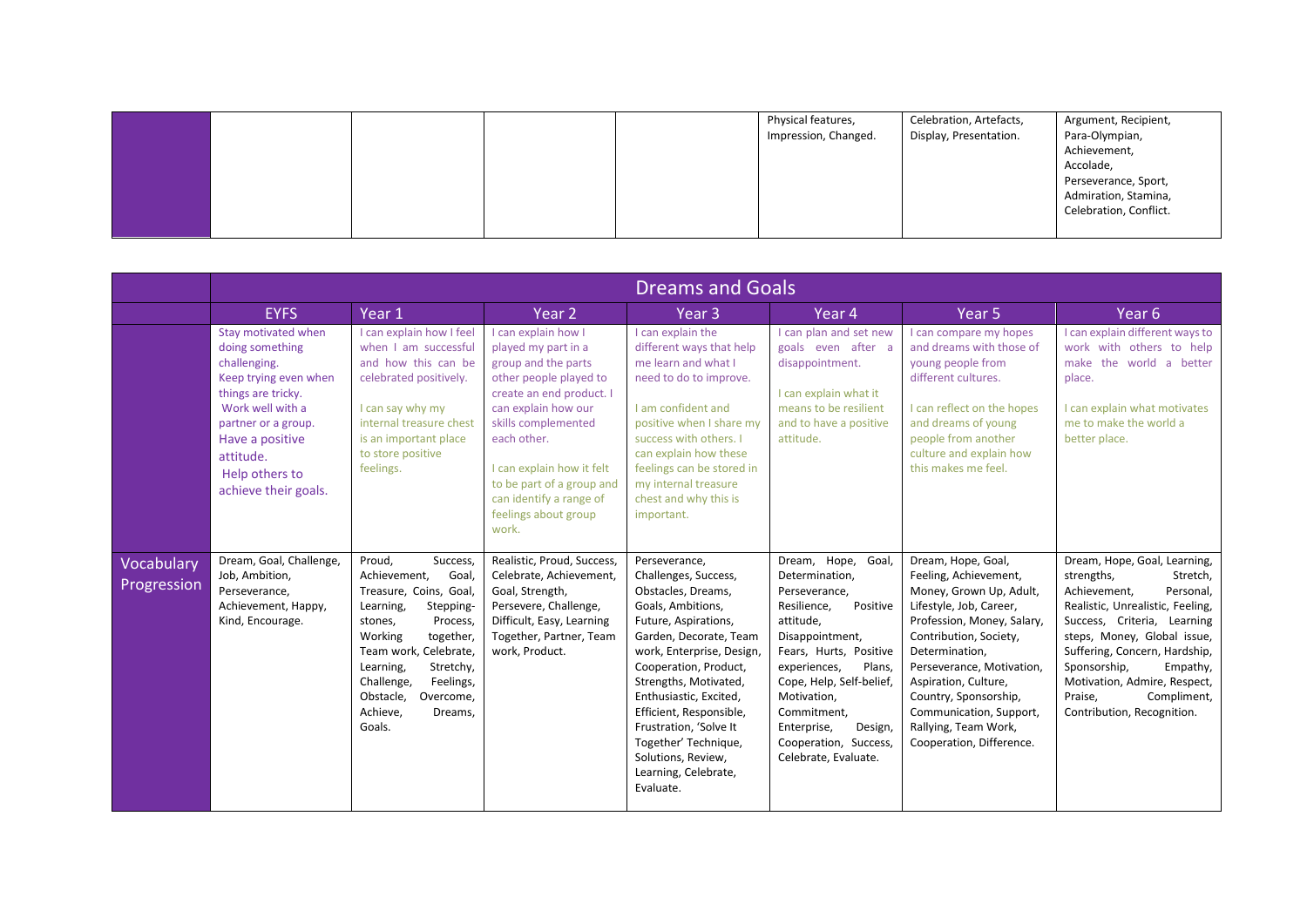| | | | | | | | |
|---|---|---|---|---|---|---|---|
| | | | | | Physical features, Impression, Changed. | Celebration, Artefacts, Display, Presentation. | Argument, Recipient, Para-Olympian, Achievement, Accolade, Perseverance, Sport, Admiration, Stamina, Celebration, Conflict. |

| | Dreams and Goals | | | | | | |
|---|---|---|---|---|---|---|---|
| | EYFS | Year 1 | Year 2 | Year 3 | Year 4 | Year 5 | Year 6 |
| | Stay motivated when doing something challenging. Keep trying even when things are tricky. Work well with a partner or a group. Have a positive attitude. Help others to achieve their goals. | I can explain how I feel when I am successful and how this can be celebrated positively. I can say why my internal treasure chest is an important place to store positive feelings. | I can explain how I played my part in a group and the parts other people played to create an end product. I can explain how our skills complemented each other. I can explain how it felt to be part of a group and can identify a range of feelings about group work. | I can explain the different ways that help me learn and what I need to do to improve. I am confident and positive when I share my success with others. I can explain how these feelings can be stored in my internal treasure chest and why this is important. | I can plan and set new goals even after a disappointment. I can explain what it means to be resilient and to have a positive attitude. | I can compare my hopes and dreams with those of young people from different cultures. I can reflect on the hopes and dreams of young people from another culture and explain how this makes me feel. | I can explain different ways to work with others to help make the world a better place. I can explain what motivates me to make the world a better place. |
| Vocabulary Progression | Dream, Goal, Challenge, Job, Ambition, Perseverance, Achievement, Happy, Kind, Encourage. | Proud, Success, Achievement, Goal, Treasure, Coins, Goal, Learning, Stepping-stones, Process, Working together, Team work, Celebrate, Learning, Stretchy, Challenge, Feelings, Obstacle, Overcome, Achieve, Dreams, Goals. | Realistic, Proud, Success, Celebrate, Achievement, Goal, Strength, Persevere, Challenge, Difficult, Easy, Learning Together, Partner, Team work, Product. | Perseverance, Challenges, Success, Obstacles, Dreams, Goals, Ambitions, Future, Aspirations, Garden, Decorate, Team work, Enterprise, Design, Cooperation, Product, Strengths, Motivated, Enthusiastic, Excited, Efficient, Responsible, Frustration, 'Solve It Together' Technique, Solutions, Review, Learning, Celebrate, Evaluate. | Dream, Hope, Goal, Determination, Perseverance, Resilience, Positive attitude, Disappointment, Fears, Hurts, Positive experiences, Plans, Cope, Help, Self-belief, Motivation, Commitment, Enterprise, Design, Cooperation, Success, Celebrate, Evaluate. | Dream, Hope, Goal, Feeling, Achievement, Money, Grown Up, Adult, Lifestyle, Job, Career, Profession, Money, Salary, Contribution, Society, Determination, Perseverance, Motivation, Aspiration, Culture, Country, Sponsorship, Communication, Support, Rallying, Team Work, Cooperation, Difference. | Dream, Hope, Goal, Learning, strengths, Stretch, Achievement, Personal, Realistic, Unrealistic, Feeling, Success, Criteria, Learning steps, Money, Global issue, Suffering, Concern, Hardship, Sponsorship, Empathy, Motivation, Admire, Respect, Praise, Compliment, Contribution, Recognition. |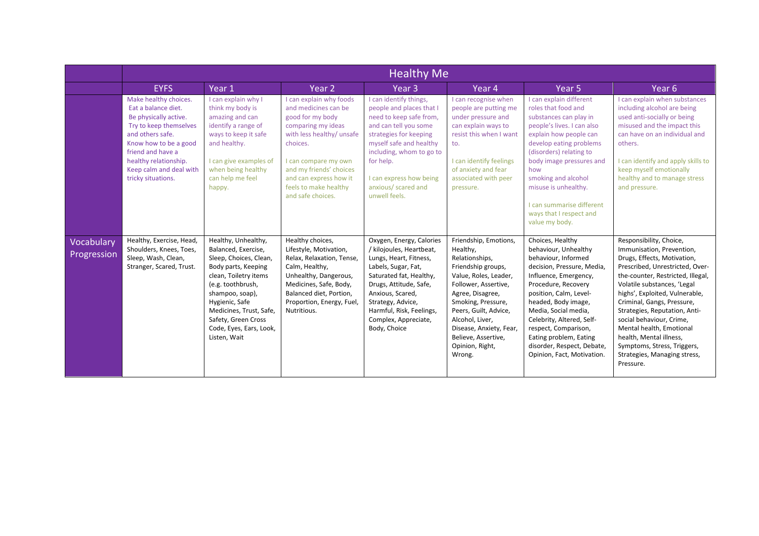| | Healthy Me | | | | | | |
|---|---|---|---|---|---|---|---|
| | EYFS | Year 1 | Year 2 | Year 3 | Year 4 | Year 5 | Year 6 |
| | Make healthy choices. Eat a balance diet. Be physically active. Try to keep themselves and others safe. Know how to be a good friend and have a healthy relationship. Keep calm and deal with tricky situations. | I can explain why I think my body is amazing and can identify a range of ways to keep it safe and healthy.<br><br>I can give examples of when being healthy can help me feel happy. | I can explain why foods and medicines can be good for my body comparing my ideas with less healthy/ unsafe choices.<br><br>I can compare my own and my friends' choices and can express how it feels to make healthy and safe choices. | I can identify things, people and places that I need to keep safe from, and can tell you some strategies for keeping myself safe and healthy including, whom to go to for help.<br><br>I can express how being anxious/ scared and unwell feels. | I can recognise when people are putting me under pressure and can explain ways to resist this when I want to.<br><br>I can identify feelings of anxiety and fear associated with peer pressure. | I can explain different roles that food and substances can play in people's lives. I can also explain how people can develop eating problems (disorders) relating to body image pressures and how smoking and alcohol misuse is unhealthy.<br><br>I can summarise different ways that I respect and value my body. | I can explain when substances including alcohol are being used anti-socially or being misused and the impact this can have on an individual and others.<br><br>I can identify and apply skills to keep myself emotionally healthy and to manage stress and pressure. |
| Vocabulary Progression | Healthy, Exercise, Head, Shoulders, Knees, Toes, Sleep, Wash, Clean, Stranger, Scared, Trust. | Healthy, Unhealthy, Balanced, Exercise, Sleep, Choices, Clean, Body parts, Keeping clean, Toiletry items (e.g. toothbrush, shampoo, soap), Hygienic, Safe Medicines, Trust, Safe, Safety, Green Cross Code, Eyes, Ears, Look, Listen, Wait | Healthy choices, Lifestyle, Motivation, Relax, Relaxation, Tense, Calm, Healthy, Unhealthy, Dangerous, Medicines, Safe, Body, Balanced diet, Portion, Proportion, Energy, Fuel, Nutritious. | Oxygen, Energy, Calories / kilojoules, Heartbeat, Lungs, Heart, Fitness, Labels, Sugar, Fat, Saturated fat, Healthy, Drugs, Attitude, Safe, Anxious, Scared, Strategy, Advice, Harmful, Risk, Feelings, Complex, Appreciate, Body, Choice | Friendship, Emotions, Healthy, Relationships, Friendship groups, Value, Roles, Leader, Follower, Assertive, Agree, Disagree, Smoking, Pressure, Peers, Guilt, Advice, Alcohol, Liver, Disease, Anxiety, Fear, Believe, Assertive, Opinion, Right, Wrong. | Choices, Healthy behaviour, Unhealthy behaviour, Informed decision, Pressure, Media, Influence, Emergency, Procedure, Recovery position, Calm, Level-headed, Body image, Media, Social media, Celebrity, Altered, Self-respect, Comparison, Eating problem, Eating disorder, Respect, Debate, Opinion, Fact, Motivation. | Responsibility, Choice, Immunisation, Prevention, Drugs, Effects, Motivation, Prescribed, Unrestricted, Over-the-counter, Restricted, Illegal, Volatile substances, 'Legal highs', Exploited, Vulnerable, Criminal, Gangs, Pressure, Strategies, Reputation, Anti-social behaviour, Crime, Mental health, Emotional health, Mental illness, Symptoms, Stress, Triggers, Strategies, Managing stress, Pressure. |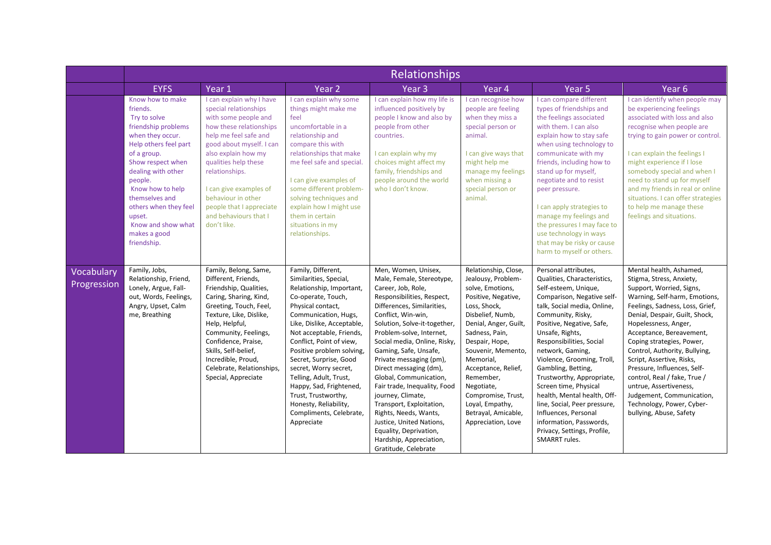| | Relationships | | | | | | |
|---|---|---|---|---|---|---|---|
| | EYFS | Year 1 | Year 2 | Year 3 | Year 4 | Year 5 | Year 6 |
| | Know how to make friends. Try to solve friendship problems when they occur. Help others feel part of a group. Show respect when dealing with other people. Know how to help themselves and others when they feel upset. Know and show what makes a good friendship. | I can explain why I have special relationships with some people and how these relationships help me feel safe and good about myself. I can also explain how my qualities help these relationships. I can give examples of behaviour in other people that I appreciate and behaviours that I don't like. | I can explain why some things might make me feel uncomfortable in a relationship and compare this with relationships that make me feel safe and special. I can give examples of some different problem-solving techniques and explain how I might use them in certain situations in my relationships. | I can explain how my life is influenced positively by people I know and also by people from other countries. I can explain why my choices might affect my family, friendships and people around the world who I don't know. | I can recognise how people are feeling when they miss a special person or animal. I can give ways that might help me manage my feelings when missing a special person or animal. | I can compare different types of friendships and the feelings associated with them. I can also explain how to stay safe when using technology to communicate with my friends, including how to stand up for myself, negotiate and to resist peer pressure. I can apply strategies to manage my feelings and the pressures I may face to use technology in ways that may be risky or cause harm to myself or others. | I can identify when people may be experiencing feelings associated with loss and also recognise when people are trying to gain power or control. I can explain the feelings I might experience if I lose somebody special and when I need to stand up for myself and my friends in real or online situations. I can offer strategies to help me manage these feelings and situations. |
| Vocabulary Progression | Family, Jobs, Relationship, Friend, Lonely, Argue, Fall-out, Words, Feelings, Angry, Upset, Calm me, Breathing | Family, Belong, Same, Different, Friends, Friendship, Qualities, Caring, Sharing, Kind, Greeting, Touch, Feel, Texture, Like, Dislike, Help, Helpful, Community, Feelings, Confidence, Praise, Skills, Self-belief, Incredible, Proud, Celebrate, Relationships, Special, Appreciate | Family, Different, Similarities, Special, Relationship, Important, Co-operate, Touch, Physical contact, Communication, Hugs, Like, Dislike, Acceptable, Not acceptable, Friends, Conflict, Point of view, Positive problem solving, Secret, Surprise, Good secret, Worry secret, Telling, Adult, Trust, Happy, Sad, Frightened, Trust, Trustworthy, Honesty, Reliability, Compliments, Celebrate, Appreciate | Men, Women, Unisex, Male, Female, Stereotype, Career, Job, Role, Responsibilities, Respect, Differences, Similarities, Conflict, Win-win, Solution, Solve-it-together, Problem-solve, Internet, Social media, Online, Risky, Gaming, Safe, Unsafe, Private messaging (pm), Direct messaging (dm), Global, Communication, Fair trade, Inequality, Food journey, Climate, Transport, Exploitation, Rights, Needs, Wants, Justice, United Nations, Equality, Deprivation, Hardship, Appreciation, Gratitude, Celebrate | Relationship, Close, Jealousy, Problem-solve, Emotions, Positive, Negative, Loss, Shock, Disbelief, Numb, Denial, Anger, Guilt, Sadness, Pain, Despair, Hope, Souvenir, Memento, Memorial, Acceptance, Relief, Remember, Negotiate, Compromise, Trust, Loyal, Empathy, Betrayal, Amicable, Appreciation, Love | Personal attributes, Qualities, Characteristics, Self-esteem, Unique, Comparison, Negative self-talk, Social media, Online, Community, Risky, Positive, Negative, Safe, Unsafe, Rights, Responsibilities, Social network, Gaming, Violence, Grooming, Troll, Gambling, Betting, Trustworthy, Appropriate, Screen time, Physical health, Mental health, Off-line, Social, Peer pressure, Influences, Personal information, Passwords, Privacy, Settings, Profile, SMARRT rules. | Mental health, Ashamed, Stigma, Stress, Anxiety, Support, Worried, Signs, Warning, Self-harm, Emotions, Feelings, Sadness, Loss, Grief, Denial, Despair, Guilt, Shock, Hopelessness, Anger, Acceptance, Bereavement, Coping strategies, Power, Control, Authority, Bullying, Script, Assertive, Risks, Pressure, Influences, Self-control, Real / fake, True / untrue, Assertiveness, Judgement, Communication, Technology, Power, Cyber-bullying, Abuse, Safety |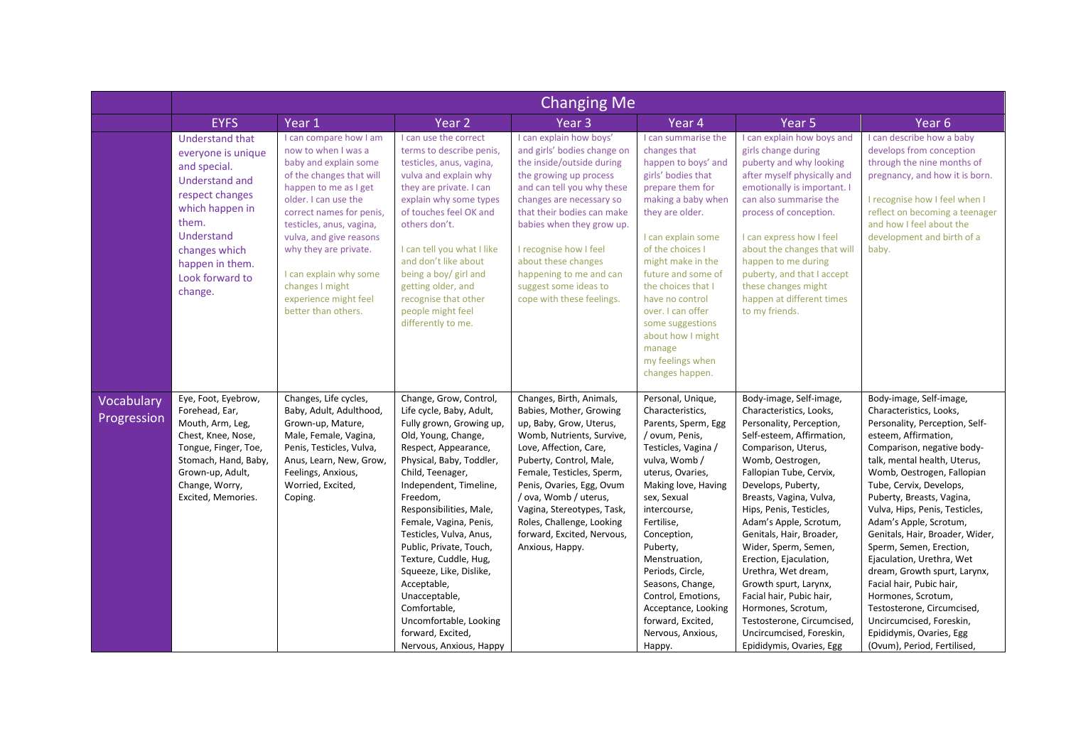| | Changing Me | | | | | | |
|---|---|---|---|---|---|---|---|
| | EYFS | Year 1 | Year 2 | Year 3 | Year 4 | Year 5 | Year 6 |
| | Understand that everyone is unique and special. Understand and respect changes which happen in them. Understand changes which happen in them. Look forward to change. | I can compare how I am now to when I was a baby and explain some of the changes that will happen to me as I get older. I can use the correct names for penis, testicles, anus, vagina, vulva, and give reasons why they are private.<br><br>I can explain why some changes I might experience might feel better than others. | I can use the correct terms to describe penis, testicles, anus, vagina, vulva and explain why they are private. I can explain why some types of touches feel OK and others don't.<br><br>I can tell you what I like and don't like about being a boy/ girl and getting older, and recognise that other people might feel differently to me. | I can explain how boys' and girls' bodies change on the inside/outside during the growing up process and can tell you why these changes are necessary so that their bodies can make babies when they grow up.<br><br>I recognise how I feel about these changes happening to me and can suggest some ideas to cope with these feelings. | I can summarise the changes that happen to boys' and girls' bodies that prepare them for making a baby when they are older.<br><br>I can explain some of the choices I might make in the future and some of the choices that I have no control over. I can offer some suggestions about how I might manage my feelings when changes happen. | I can explain how boys and girls change during puberty and why looking after myself physically and emotionally is important. I can also summarise the process of conception.<br><br>I can express how I feel about the changes that will happen to me during puberty, and that I accept these changes might happen at different times to my friends. | I can describe how a baby develops from conception through the nine months of pregnancy, and how it is born.<br><br>I recognise how I feel when I reflect on becoming a teenager and how I feel about the development and birth of a baby. |
| Vocabulary Progression | Eye, Foot, Eyebrow, Forehead, Ear, Mouth, Arm, Leg, Chest, Knee, Nose, Tongue, Finger, Toe, Stomach, Hand, Baby, Grown-up, Adult, Change, Worry, Excited, Memories. | Changes, Life cycles, Baby, Adult, Adulthood, Grown-up, Mature, Male, Female, Vagina, Penis, Testicles, Vulva, Anus, Learn, New, Grow, Feelings, Anxious, Worried, Excited, Coping. | Change, Grow, Control, Life cycle, Baby, Adult, Fully grown, Growing up, Old, Young, Change, Respect, Appearance, Physical, Baby, Toddler, Child, Teenager, Independent, Timeline, Freedom, Responsibilities, Male, Female, Vagina, Penis, Testicles, Vulva, Anus, Public, Private, Touch, Texture, Cuddle, Hug, Squeeze, Like, Dislike, Acceptable, Unacceptable, Comfortable, Uncomfortable, Looking forward, Excited, Nervous, Anxious, Happy | Changes, Birth, Animals, Babies, Mother, Growing up, Baby, Grow, Uterus, Womb, Nutrients, Survive, Love, Affection, Care, Puberty, Control, Male, Female, Testicles, Sperm, Penis, Ovaries, Egg, Ovum / ova, Womb / uterus, Vagina, Stereotypes, Task, Roles, Challenge, Looking forward, Excited, Nervous, Anxious, Happy. | Personal, Unique, Characteristics, Parents, Sperm, Egg / ovum, Penis, Testicles, Vagina / vulva, Womb / uterus, Ovaries, Making love, Having sex, Sexual intercourse, Fertilise, Conception, Puberty, Menstruation, Periods, Circle, Seasons, Change, Control, Emotions, Acceptance, Looking forward, Excited, Nervous, Anxious, Happy. | Body-image, Self-image, Characteristics, Looks, Personality, Perception, Self-esteem, Affirmation, Comparison, Uterus, Womb, Oestrogen, Fallopian Tube, Cervix, Develops, Puberty, Breasts, Vagina, Vulva, Hips, Penis, Testicles, Adam's Apple, Scrotum, Genitals, Hair, Broader, Wider, Sperm, Semen, Erection, Ejaculation, Urethra, Wet dream, Growth spurt, Larynx, Facial hair, Pubic hair, Hormones, Scrotum, Testosterone, Circumcised, Uncircumcised, Foreskin, Epididymis, Ovaries, Egg | Body-image, Self-image, Characteristics, Looks, Personality, Perception, Self-esteem, Affirmation, Comparison, negative body-talk, mental health, Uterus, Womb, Oestrogen, Fallopian Tube, Cervix, Develops, Puberty, Breasts, Vagina, Vulva, Hips, Penis, Testicles, Adam's Apple, Scrotum, Genitals, Hair, Broader, Wider, Sperm, Semen, Erection, Ejaculation, Urethra, Wet dream, Growth spurt, Larynx, Facial hair, Pubic hair, Hormones, Scrotum, Testosterone, Circumcised, Uncircumcised, Foreskin, Epididymis, Ovaries, Egg (Ovum), Period, Fertilised, |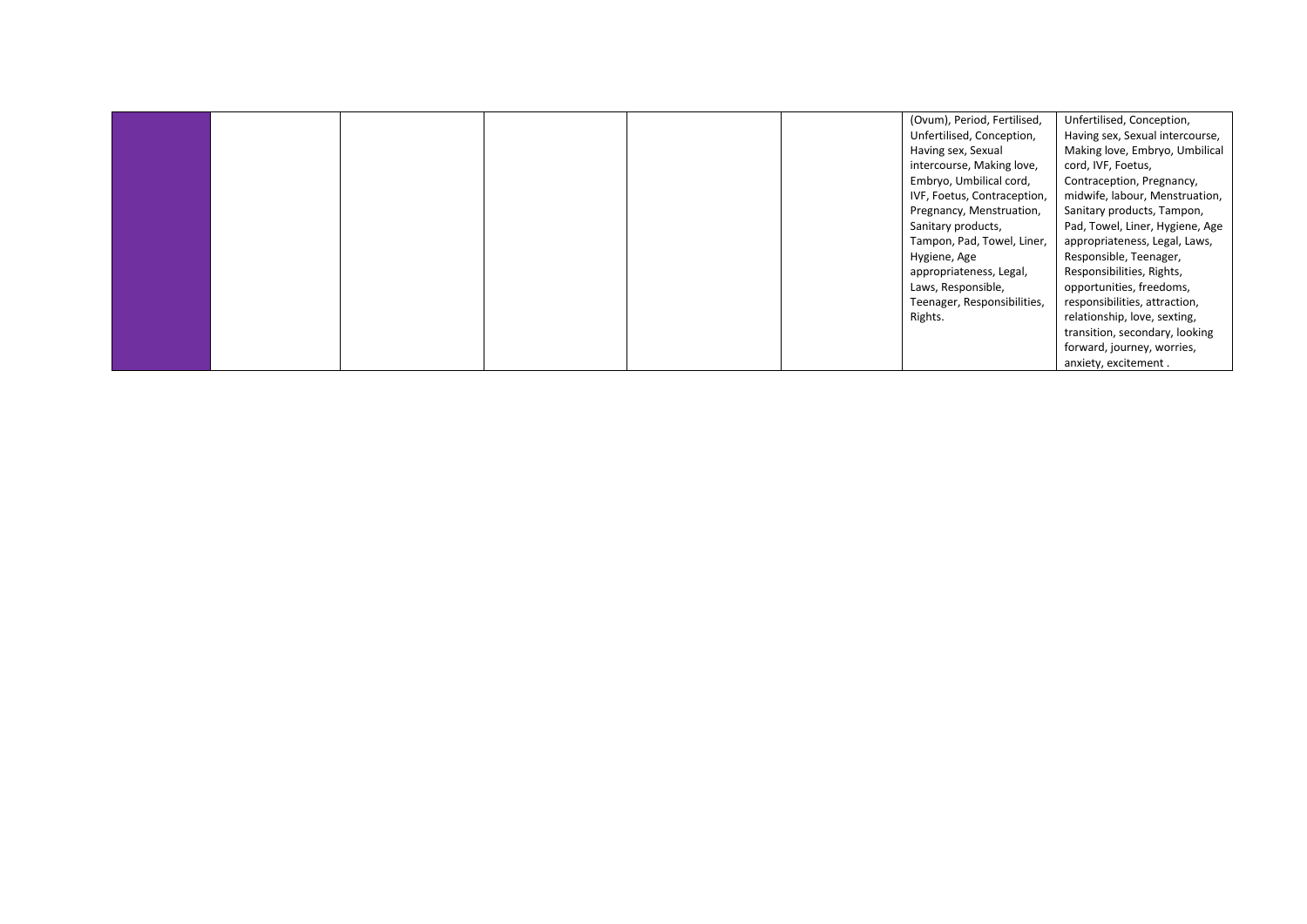| | | | | | | | |
|---|---|---|---|---|---|---|---|
| | | | | | | (Ovum), Period, Fertilised, Unfertilised, Conception, Having sex, Sexual intercourse, Making love, Embryo, Umbilical cord, IVF, Foetus, Contraception, Pregnancy, Menstruation, Sanitary products, Tampon, Pad, Towel, Liner, Hygiene, Age appropriateness, Legal, Laws, Responsible, Teenager, Responsibilities, Rights. | Unfertilised, Conception, Having sex, Sexual intercourse, Making love, Embryo, Umbilical cord, IVF, Foetus, Contraception, Pregnancy, midwife, labour, Menstruation, Sanitary products, Tampon, Pad, Towel, Liner, Hygiene, Age appropriateness, Legal, Laws, Responsible, Teenager, Responsibilities, Rights, opportunities, freedoms, responsibilities, attraction, relationship, love, sexting, transition, secondary, looking forward, journey, worries, anxiety, excitement . |